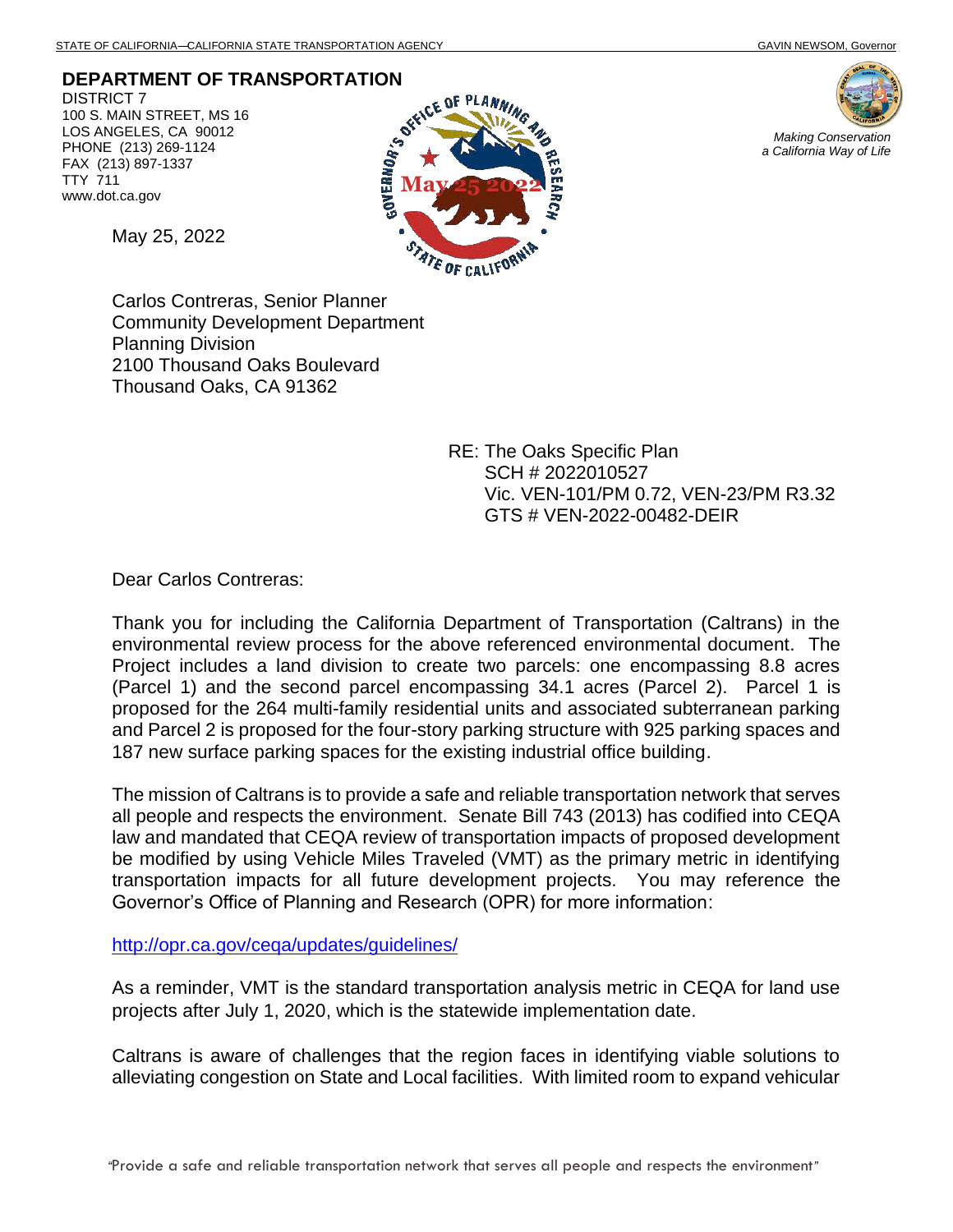STATE OF CALIFORNIA—CALIFORNIA STATE TRANSPORTATION AGENCY GAVIN NEWSOM, Governor

**DEPARTMENT OF TRANSPORTATION**

DISTRICT 7
100 S. MAIN STREET, MS 16
LOS ANGELES, CA 90012
PHONE (213) 269-1124
FAX (213) 897-1337
TTY 711
www.dot.ca.gov

*Making Conservation a California Way of Life*

GOVERNOR'S OFFICE OF PLANNING AND RESEARCH
May 25 2022
STATE OF CALIFORNIA

May 25, 2022

Carlos Contreras, Senior Planner
Community Development Department
Planning Division
2100 Thousand Oaks Boulevard
Thousand Oaks, CA 91362

RE: The Oaks Specific Plan
SCH # 2022010527
Vic. VEN-101/PM 0.72, VEN-23/PM R3.32
GTS # VEN-2022-00482-DEIR

Dear Carlos Contreras:

Thank you for including the California Department of Transportation (Caltrans) in the environmental review process for the above referenced environmental document. The Project includes a land division to create two parcels: one encompassing 8.8 acres (Parcel 1) and the second parcel encompassing 34.1 acres (Parcel 2). Parcel 1 is proposed for the 264 multi-family residential units and associated subterranean parking and Parcel 2 is proposed for the four-story parking structure with 925 parking spaces and 187 new surface parking spaces for the existing industrial office building.

The mission of Caltrans is to provide a safe and reliable transportation network that serves all people and respects the environment. Senate Bill 743 (2013) has codified into CEQA law and mandated that CEQA review of transportation impacts of proposed development be modified by using Vehicle Miles Traveled (VMT) as the primary metric in identifying transportation impacts for all future development projects. You may reference the Governor's Office of Planning and Research (OPR) for more information:

http://opr.ca.gov/ceqa/updates/guidelines/

As a reminder, VMT is the standard transportation analysis metric in CEQA for land use projects after July 1, 2020, which is the statewide implementation date.

Caltrans is aware of challenges that the region faces in identifying viable solutions to alleviating congestion on State and Local facilities. With limited room to expand vehicular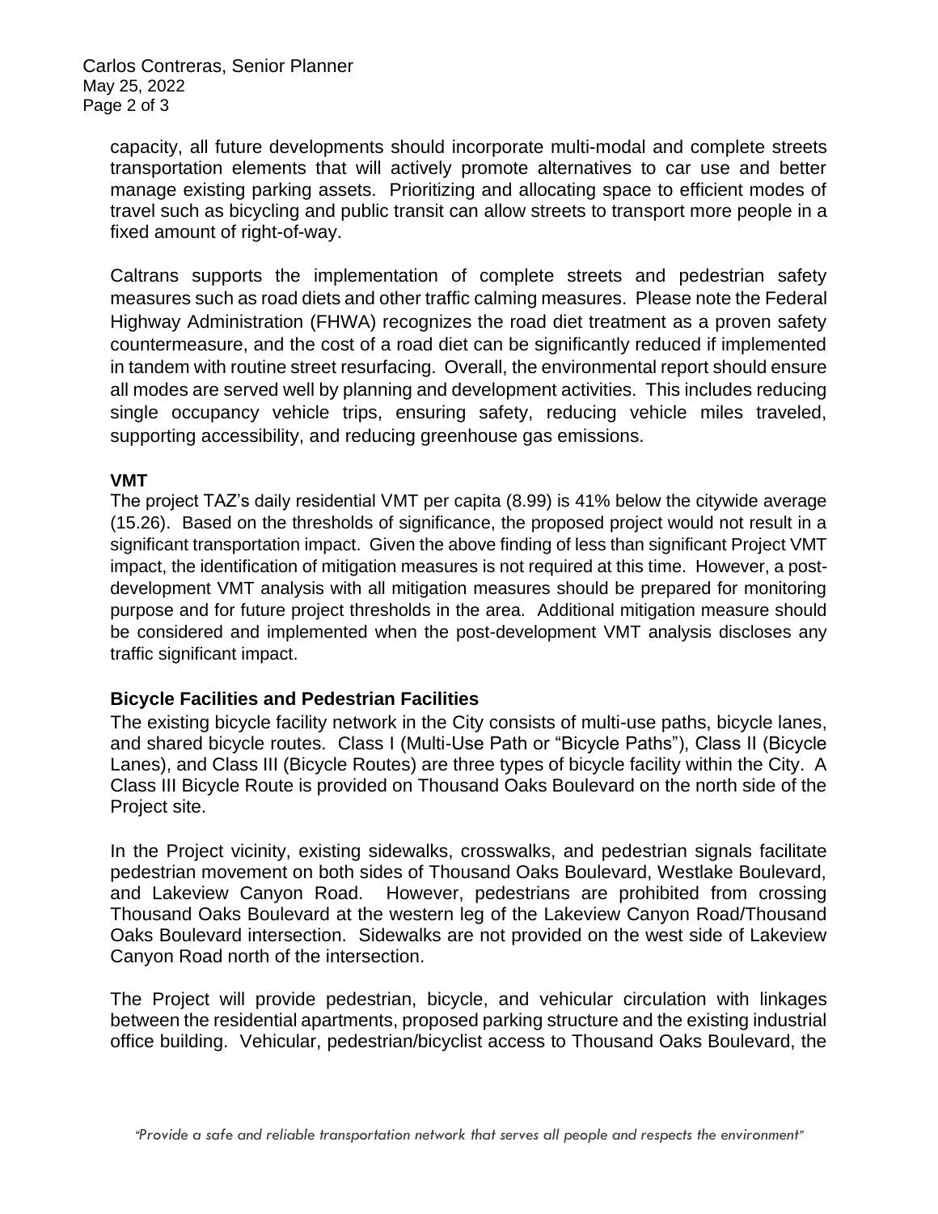capacity, all future developments should incorporate multi-modal and complete streets transportation elements that will actively promote alternatives to car use and better manage existing parking assets. Prioritizing and allocating space to efficient modes of travel such as bicycling and public transit can allow streets to transport more people in a fixed amount of right-of-way.

Caltrans supports the implementation of complete streets and pedestrian safety measures such as road diets and other traffic calming measures. Please note the Federal Highway Administration (FHWA) recognizes the road diet treatment as a proven safety countermeasure, and the cost of a road diet can be significantly reduced if implemented in tandem with routine street resurfacing. Overall, the environmental report should ensure all modes are served well by planning and development activities. This includes reducing single occupancy vehicle trips, ensuring safety, reducing vehicle miles traveled, supporting accessibility, and reducing greenhouse gas emissions.

**VMT**

The project TAZ's daily residential VMT per capita (8.99) is 41% below the citywide average (15.26). Based on the thresholds of significance, the proposed project would not result in a significant transportation impact. Given the above finding of less than significant Project VMT impact, the identification of mitigation measures is not required at this time. However, a post-development VMT analysis with all mitigation measures should be prepared for monitoring purpose and for future project thresholds in the area. Additional mitigation measure should be considered and implemented when the post-development VMT analysis discloses any traffic significant impact.

### Bicycle Facilities and Pedestrian Facilities

The existing bicycle facility network in the City consists of multi-use paths, bicycle lanes, and shared bicycle routes. Class I (Multi-Use Path or "Bicycle Paths"), Class II (Bicycle Lanes), and Class III (Bicycle Routes) are three types of bicycle facility within the City. A Class III Bicycle Route is provided on Thousand Oaks Boulevard on the north side of the Project site.

In the Project vicinity, existing sidewalks, crosswalks, and pedestrian signals facilitate pedestrian movement on both sides of Thousand Oaks Boulevard, Westlake Boulevard, and Lakeview Canyon Road. However, pedestrians are prohibited from crossing Thousand Oaks Boulevard at the western leg of the Lakeview Canyon Road/Thousand Oaks Boulevard intersection. Sidewalks are not provided on the west side of Lakeview Canyon Road north of the intersection.

The Project will provide pedestrian, bicycle, and vehicular circulation with linkages between the residential apartments, proposed parking structure and the existing industrial office building. Vehicular, pedestrian/bicyclist access to Thousand Oaks Boulevard, the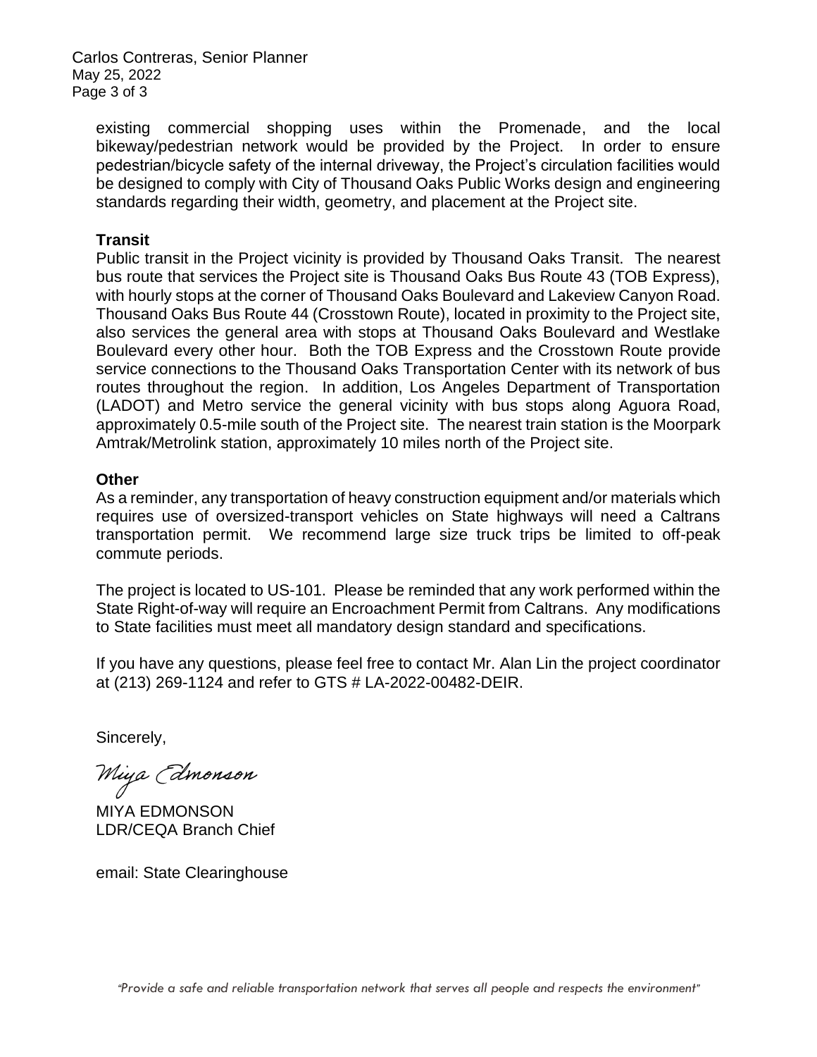existing commercial shopping uses within the Promenade, and the local bikeway/pedestrian network would be provided by the Project. In order to ensure pedestrian/bicycle safety of the internal driveway, the Project's circulation facilities would be designed to comply with City of Thousand Oaks Public Works design and engineering standards regarding their width, geometry, and placement at the Project site.

**Transit**

Public transit in the Project vicinity is provided by Thousand Oaks Transit. The nearest bus route that services the Project site is Thousand Oaks Bus Route 43 (TOB Express), with hourly stops at the corner of Thousand Oaks Boulevard and Lakeview Canyon Road. Thousand Oaks Bus Route 44 (Crosstown Route), located in proximity to the Project site, also services the general area with stops at Thousand Oaks Boulevard and Westlake Boulevard every other hour. Both the TOB Express and the Crosstown Route provide service connections to the Thousand Oaks Transportation Center with its network of bus routes throughout the region. In addition, Los Angeles Department of Transportation (LADOT) and Metro service the general vicinity with bus stops along Aguora Road, approximately 0.5-mile south of the Project site. The nearest train station is the Moorpark Amtrak/Metrolink station, approximately 10 miles north of the Project site.

**Other**

As a reminder, any transportation of heavy construction equipment and/or materials which requires use of oversized-transport vehicles on State highways will need a Caltrans transportation permit. We recommend large size truck trips be limited to off-peak commute periods.

The project is located to US-101. Please be reminded that any work performed within the State Right-of-way will require an Encroachment Permit from Caltrans. Any modifications to State facilities must meet all mandatory design standard and specifications.

If you have any questions, please feel free to contact Mr. Alan Lin the project coordinator at (213) 269-1124 and refer to GTS # LA-2022-00482-DEIR.

Sincerely,

*Miya Edmonson*

MIYA EDMONSON
LDR/CEQA Branch Chief

email: State Clearinghouse

*"Provide a safe and reliable transportation network that serves all people and respects the environment"*